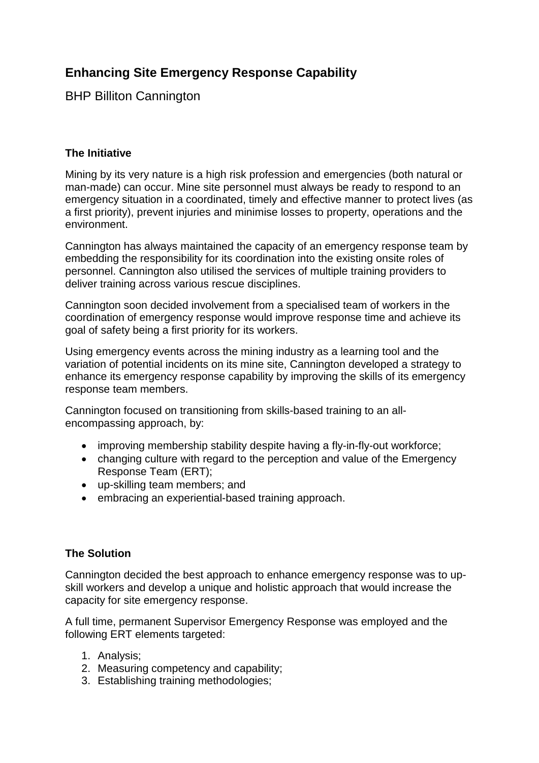# Enhancing Site Emergency Response Capability

BHP Billiton Cannington

### The Initiative

Mining by its very nature is a high risk profession and emergencies (both natural or man-made) can occur. Mine site personnel must always be ready to respond to an emergency situation in a coordinated, timely and effective manner to protect lives (as a first priority), prevent injuries and minimise losses to property, operations and the environment.

Cannington has always maintained the capacity of an emergency response team by embedding the responsibility for its coordination into the existing onsite roles of personnel. Cannington also utilised the services of multiple training providers to deliver training across various rescue disciplines.

Cannington soon decided involvement from a specialised team of workers in the coordination of emergency response would improve response time and achieve its goal of safety being a first priority for its workers.

Using emergency events across the mining industry as a learning tool and the variation of potential incidents on its mine site, Cannington developed a strategy to enhance its emergency response capability by improving the skills of its emergency response team members.

Cannington focused on transitioning from skills-based training to an all-encompassing approach, by:

- improving membership stability despite having a fly-in-fly-out workforce;
- changing culture with regard to the perception and value of the Emergency Response Team (ERT);
- up-skilling team members; and
- embracing an experiential-based training approach.

### The Solution

Cannington decided the best approach to enhance emergency response was to up-skill workers and develop a unique and holistic approach that would increase the capacity for site emergency response.

A full time, permanent Supervisor Emergency Response was employed and the following ERT elements targeted:

1. Analysis;
2. Measuring competency and capability;
3. Establishing training methodologies;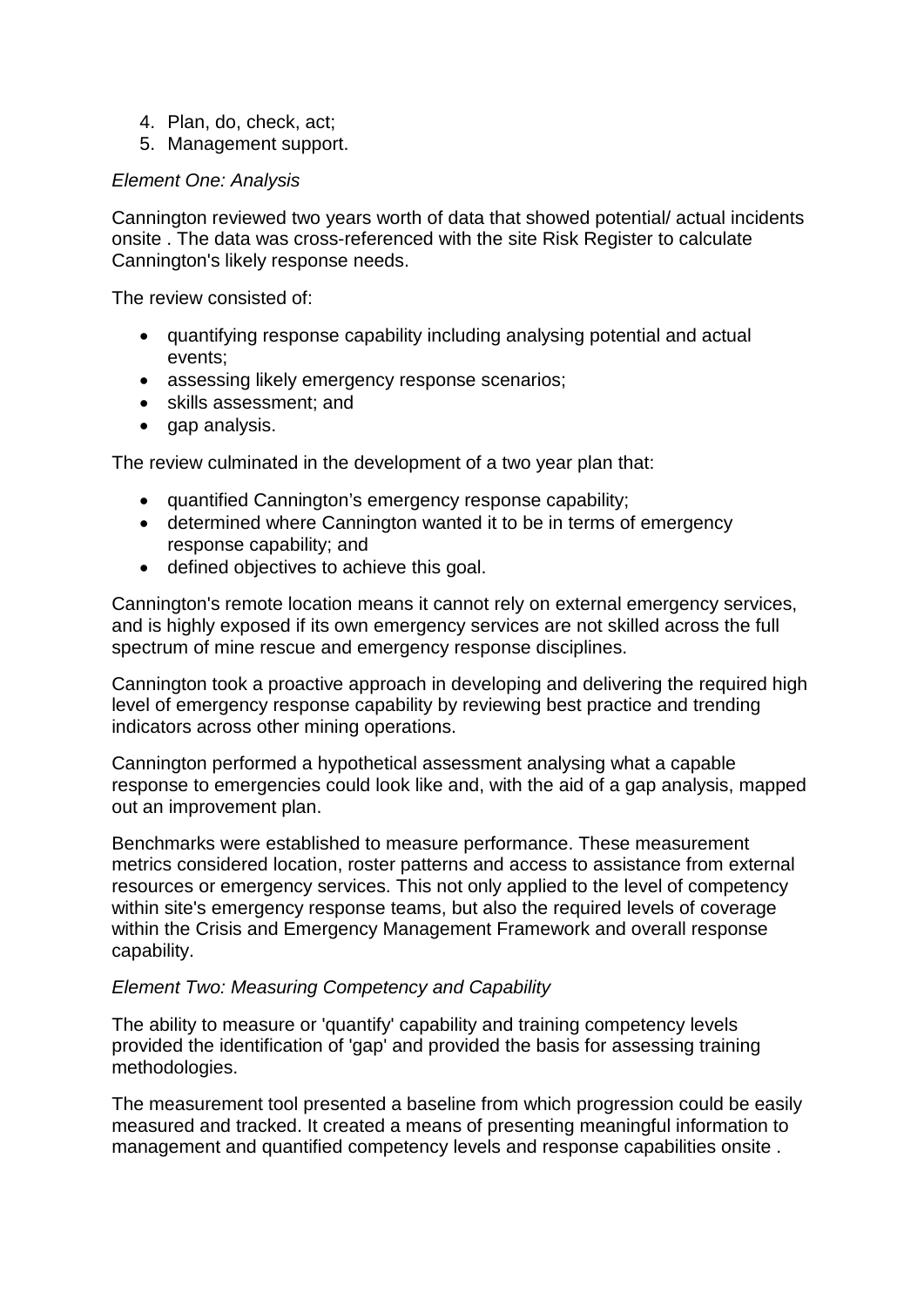4. Plan, do, check, act;
5. Management support.

*Element One: Analysis*

Cannington reviewed two years worth of data that showed potential/ actual incidents onsite . The data was cross-referenced with the site Risk Register to calculate Cannington's likely response needs.

The review consisted of:

- quantifying response capability including analysing potential and actual events;
- assessing likely emergency response scenarios;
- skills assessment; and
- gap analysis.

The review culminated in the development of a two year plan that:

- quantified Cannington's emergency response capability;
- determined where Cannington wanted it to be in terms of emergency response capability; and
- defined objectives to achieve this goal.

Cannington's remote location means it cannot rely on external emergency services, and is highly exposed if its own emergency services are not skilled across the full spectrum of mine rescue and emergency response disciplines.

Cannington took a proactive approach in developing and delivering the required high level of emergency response capability by reviewing best practice and trending indicators across other mining operations.

Cannington performed a hypothetical assessment analysing what a capable response to emergencies could look like and, with the aid of a gap analysis, mapped out an improvement plan.

Benchmarks were established to measure performance. These measurement metrics considered location, roster patterns and access to assistance from external resources or emergency services. This not only applied to the level of competency within site's emergency response teams, but also the required levels of coverage within the Crisis and Emergency Management Framework and overall response capability.

*Element Two: Measuring Competency and Capability*

The ability to measure or 'quantify' capability and training competency levels provided the identification of 'gap' and provided the basis for assessing training methodologies.

The measurement tool presented a baseline from which progression could be easily measured and tracked. It created a means of presenting meaningful information to management and quantified competency levels and response capabilities onsite .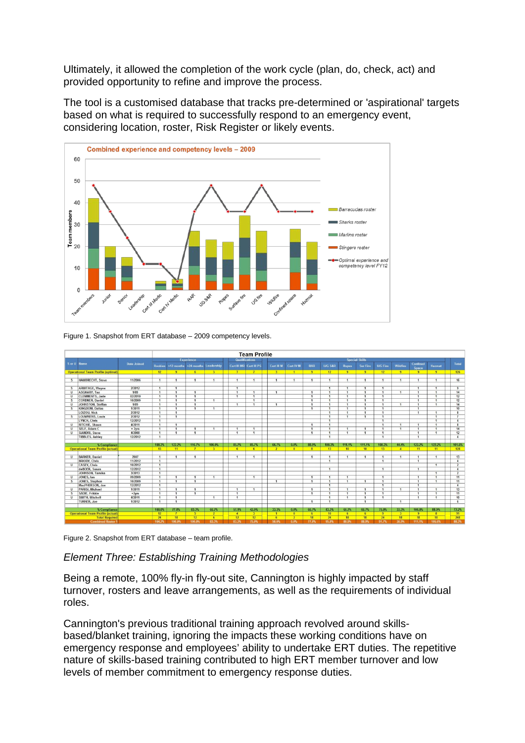Ultimately, it allowed the completion of the work cycle (plan, do, check, act) and provided opportunity to refine and improve the process.

The tool is a customised database that tracks pre-determined or 'aspirational' targets based on what is required to successfully respond to an emergency event, considering location, roster, Risk Register or likely events.

Figure 1. Snapshot from ERT database – 2009 competency levels.

Figure 2. Snapshot from ERT database – team profile.

*Element Three: Establishing Training Methodologies*

Being a remote, 100% fly-in fly-out site, Cannington is highly impacted by staff turnover, rosters and leave arrangements, as well as the requirements of individual roles.

Cannington's previous traditional training approach revolved around skills-based/blanket training, ignoring the impacts these working conditions have on emergency response and employees' ability to undertake ERT duties. The repetitive nature of skills-based training contributed to high ERT member turnover and low levels of member commitment to emergency response duties.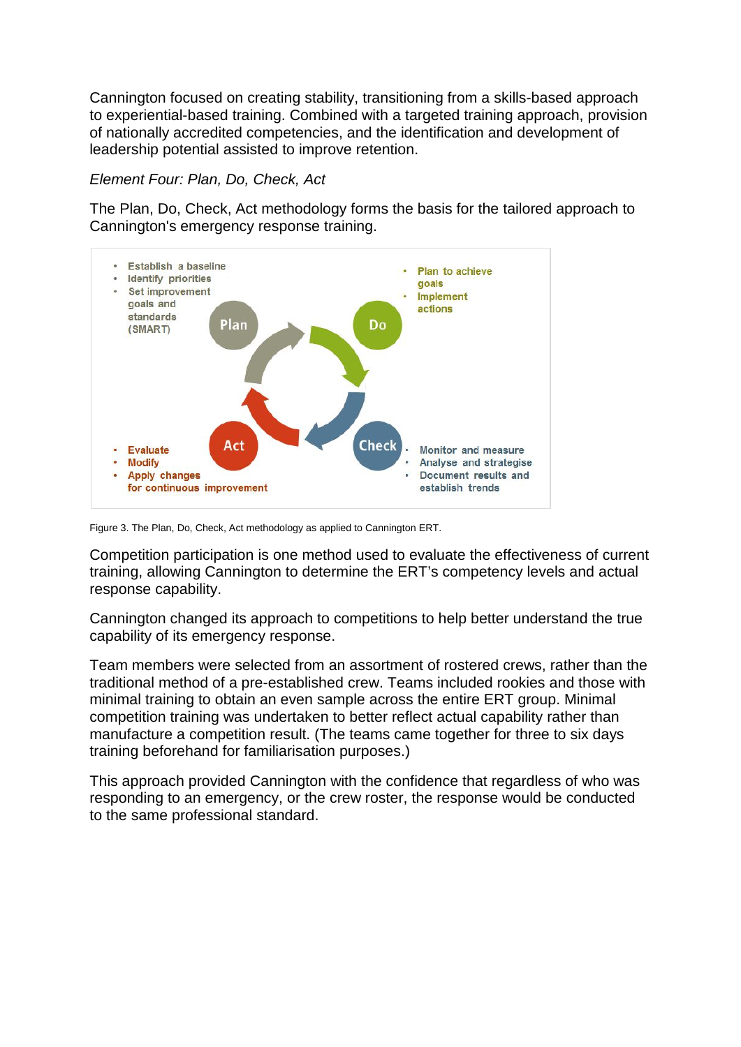Cannington focused on creating stability, transitioning from a skills-based approach to experiential-based training. Combined with a targeted training approach, provision of nationally accredited competencies, and the identification and development of leadership potential assisted to improve retention.

*Element Four: Plan, Do, Check, Act*

The Plan, Do, Check, Act methodology forms the basis for the tailored approach to Cannington's emergency response training.

**Plan**
- Establish a baseline
- Identify priorities
- Set improvement goals and standards (SMART)

**Do**
- Plan to achieve goals
- Implement actions

**Check**
- Monitor and measure
- Analyse and strategise
- Document results and establish trends

**Act**
- Evaluate
- Modify
- Apply changes for continuous improvement

Figure 3. The Plan, Do, Check, Act methodology as applied to Cannington ERT.

Competition participation is one method used to evaluate the effectiveness of current training, allowing Cannington to determine the ERT's competency levels and actual response capability.

Cannington changed its approach to competitions to help better understand the true capability of its emergency response.

Team members were selected from an assortment of rostered crews, rather than the traditional method of a pre-established crew. Teams included rookies and those with minimal training to obtain an even sample across the entire ERT group. Minimal competition training was undertaken to better reflect actual capability rather than manufacture a competition result. (The teams came together for three to six days training beforehand for familiarisation purposes.)

This approach provided Cannington with the confidence that regardless of who was responding to an emergency, or the crew roster, the response would be conducted to the same professional standard.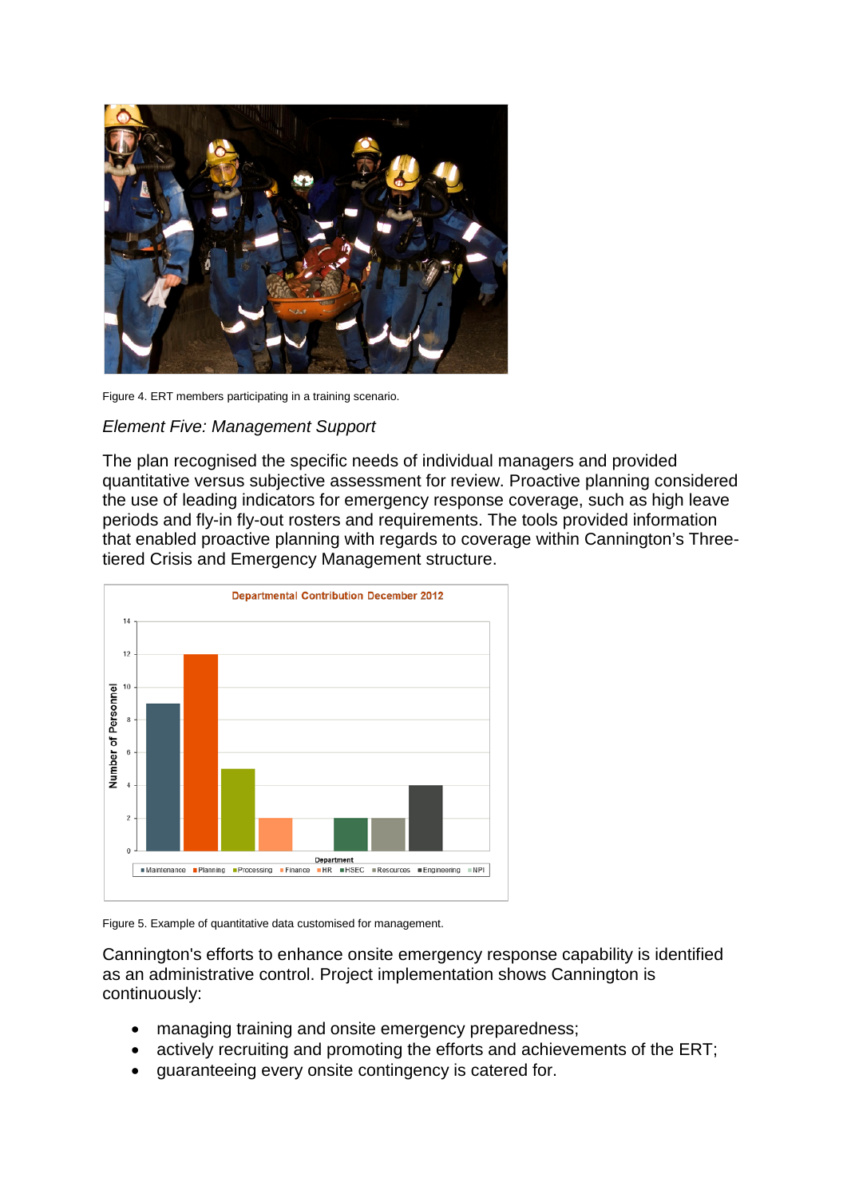Figure 4. ERT members participating in a training scenario.

*Element Five: Management Support*

The plan recognised the specific needs of individual managers and provided quantitative versus subjective assessment for review. Proactive planning considered the use of leading indicators for emergency response coverage, such as high leave periods and fly-in fly-out rosters and requirements. The tools provided information that enabled proactive planning with regards to coverage within Cannington's Three-tiered Crisis and Emergency Management structure.

Figure 5. Example of quantitative data customised for management.

Cannington's efforts to enhance onsite emergency response capability is identified as an administrative control. Project implementation shows Cannington is continuously:

- managing training and onsite emergency preparedness;
- actively recruiting and promoting the efforts and achievements of the ERT;
- guaranteeing every onsite contingency is catered for.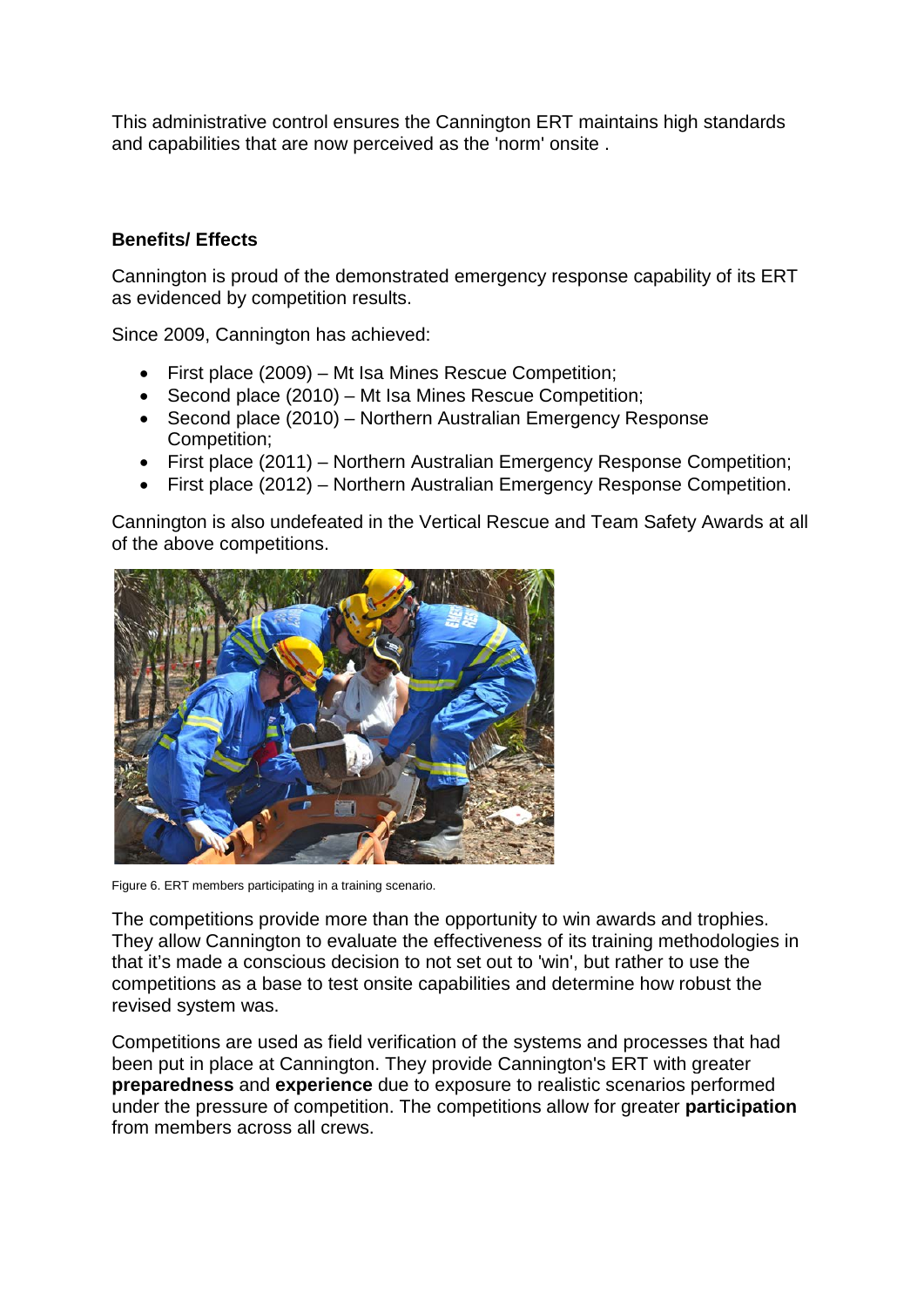This administrative control ensures the Cannington ERT maintains high standards and capabilities that are now perceived as the 'norm' onsite .

**Benefits/ Effects**

Cannington is proud of the demonstrated emergency response capability of its ERT as evidenced by competition results.

Since 2009, Cannington has achieved:

- First place (2009) – Mt Isa Mines Rescue Competition;
- Second place (2010) – Mt Isa Mines Rescue Competition;
- Second place (2010) – Northern Australian Emergency Response Competition;
- First place (2011) – Northern Australian Emergency Response Competition;
- First place (2012) – Northern Australian Emergency Response Competition.

Cannington is also undefeated in the Vertical Rescue and Team Safety Awards at all of the above competitions.

Figure 6. ERT members participating in a training scenario.

The competitions provide more than the opportunity to win awards and trophies. They allow Cannington to evaluate the effectiveness of its training methodologies in that it's made a conscious decision to not set out to 'win', but rather to use the competitions as a base to test onsite capabilities and determine how robust the revised system was.

Competitions are used as field verification of the systems and processes that had been put in place at Cannington. They provide Cannington's ERT with greater **preparedness** and **experience** due to exposure to realistic scenarios performed under the pressure of competition. The competitions allow for greater **participation** from members across all crews.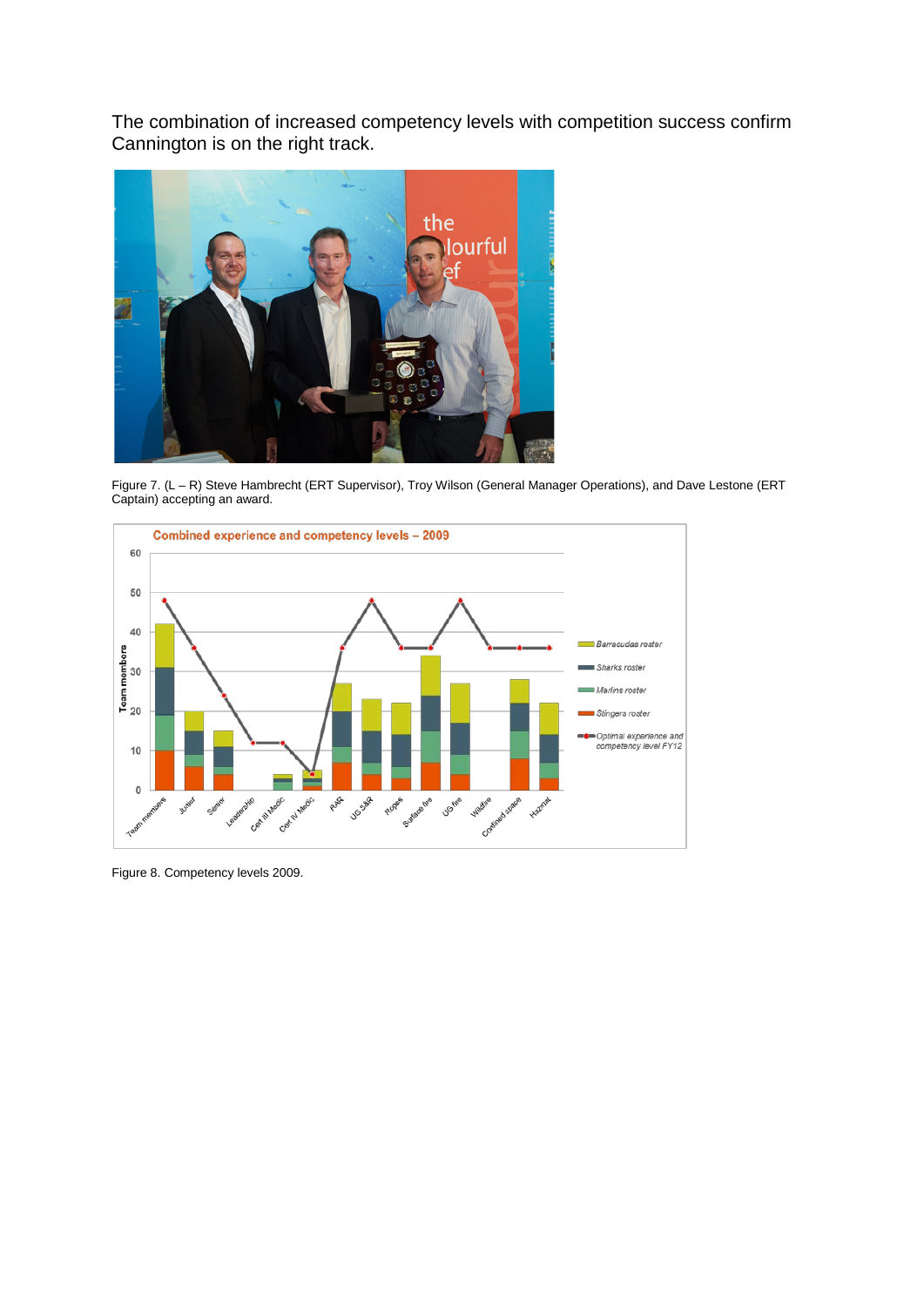The combination of increased competency levels with competition success confirm Cannington is on the right track.

Figure 7. (L – R) Steve Hambrecht (ERT Supervisor), Troy Wilson (General Manager Operations), and Dave Lestone (ERT Captain) accepting an award.

Figure 8. Competency levels 2009.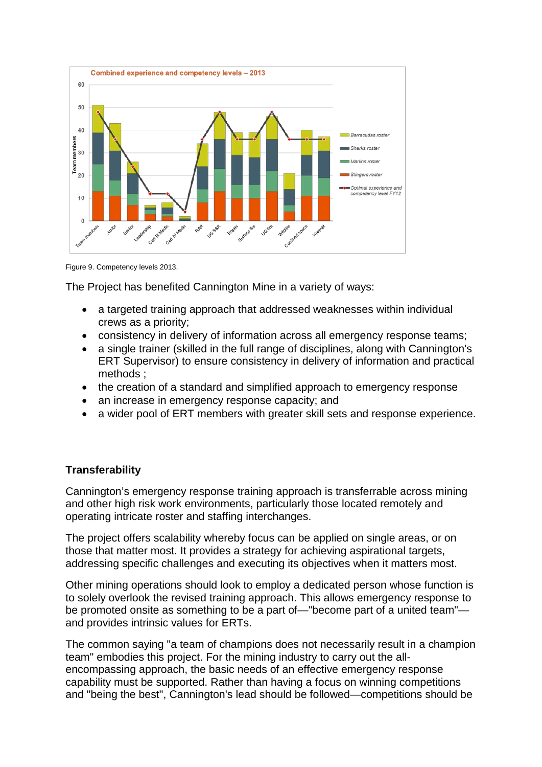Figure 9. Competency levels 2013.

The Project has benefited Cannington Mine in a variety of ways:

- a targeted training approach that addressed weaknesses within individual crews as a priority;
- consistency in delivery of information across all emergency response teams;
- a single trainer (skilled in the full range of disciplines, along with Cannington's ERT Supervisor) to ensure consistency in delivery of information and practical methods ;
- the creation of a standard and simplified approach to emergency response
- an increase in emergency response capacity; and
- a wider pool of ERT members with greater skill sets and response experience.

**Transferability**

Cannington's emergency response training approach is transferrable across mining and other high risk work environments, particularly those located remotely and operating intricate roster and staffing interchanges.

The project offers scalability whereby focus can be applied on single areas, or on those that matter most. It provides a strategy for achieving aspirational targets, addressing specific challenges and executing its objectives when it matters most.

Other mining operations should look to employ a dedicated person whose function is to solely overlook the revised training approach. This allows emergency response to be promoted onsite as something to be a part of—"become part of a united team"—and provides intrinsic values for ERTs.

The common saying "a team of champions does not necessarily result in a champion team" embodies this project. For the mining industry to carry out the all-encompassing approach, the basic needs of an effective emergency response capability must be supported. Rather than having a focus on winning competitions and "being the best", Cannington's lead should be followed—competitions should be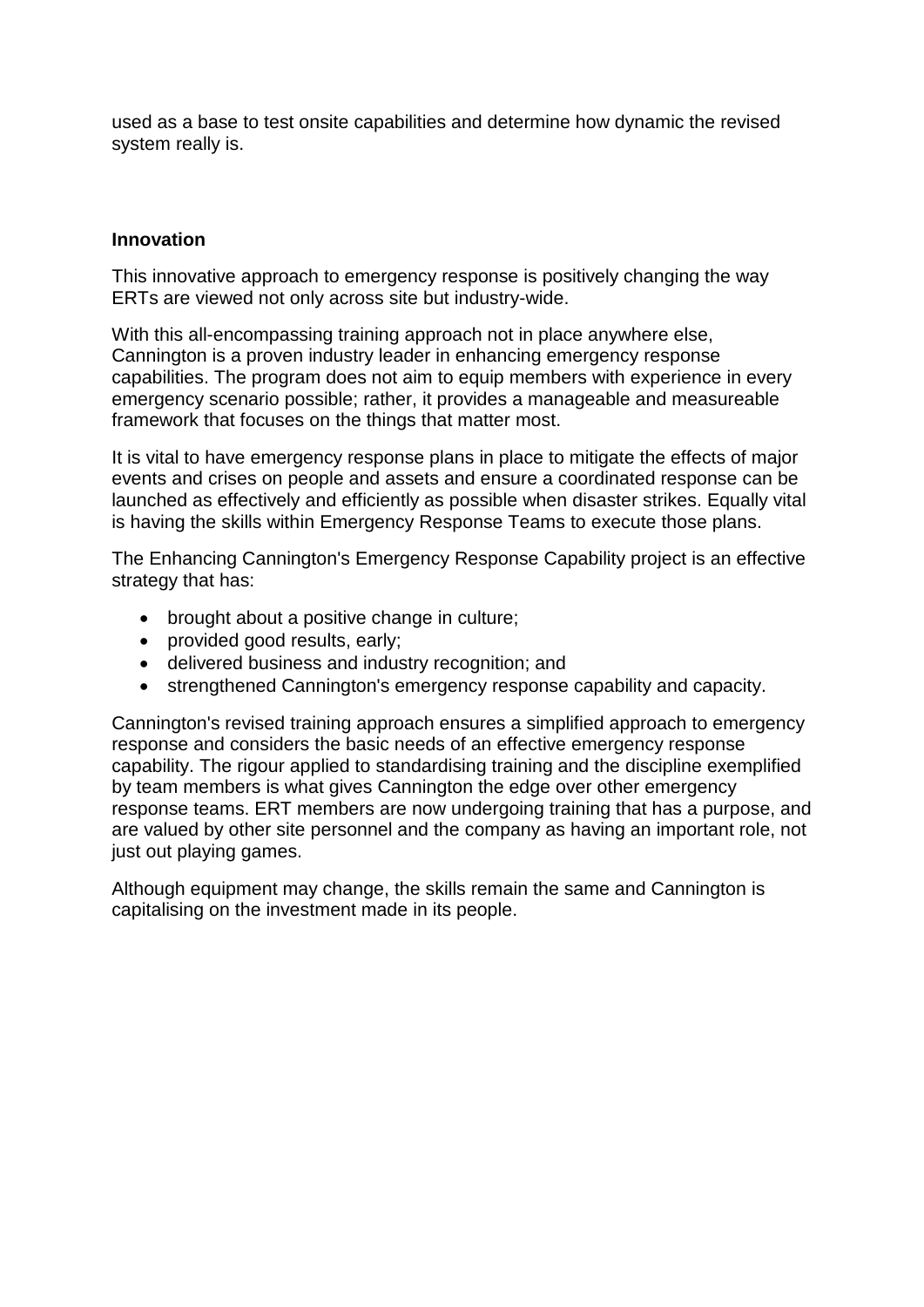used as a base to test onsite capabilities and determine how dynamic the revised system really is.

**Innovation**

This innovative approach to emergency response is positively changing the way ERTs are viewed not only across site but industry-wide.

With this all-encompassing training approach not in place anywhere else, Cannington is a proven industry leader in enhancing emergency response capabilities. The program does not aim to equip members with experience in every emergency scenario possible; rather, it provides a manageable and measureable framework that focuses on the things that matter most.

It is vital to have emergency response plans in place to mitigate the effects of major events and crises on people and assets and ensure a coordinated response can be launched as effectively and efficiently as possible when disaster strikes. Equally vital is having the skills within Emergency Response Teams to execute those plans.

The Enhancing Cannington's Emergency Response Capability project is an effective strategy that has:

- brought about a positive change in culture;
- provided good results, early;
- delivered business and industry recognition; and
- strengthened Cannington's emergency response capability and capacity.

Cannington's revised training approach ensures a simplified approach to emergency response and considers the basic needs of an effective emergency response capability. The rigour applied to standardising training and the discipline exemplified by team members is what gives Cannington the edge over other emergency response teams. ERT members are now undergoing training that has a purpose, and are valued by other site personnel and the company as having an important role, not just out playing games.

Although equipment may change, the skills remain the same and Cannington is capitalising on the investment made in its people.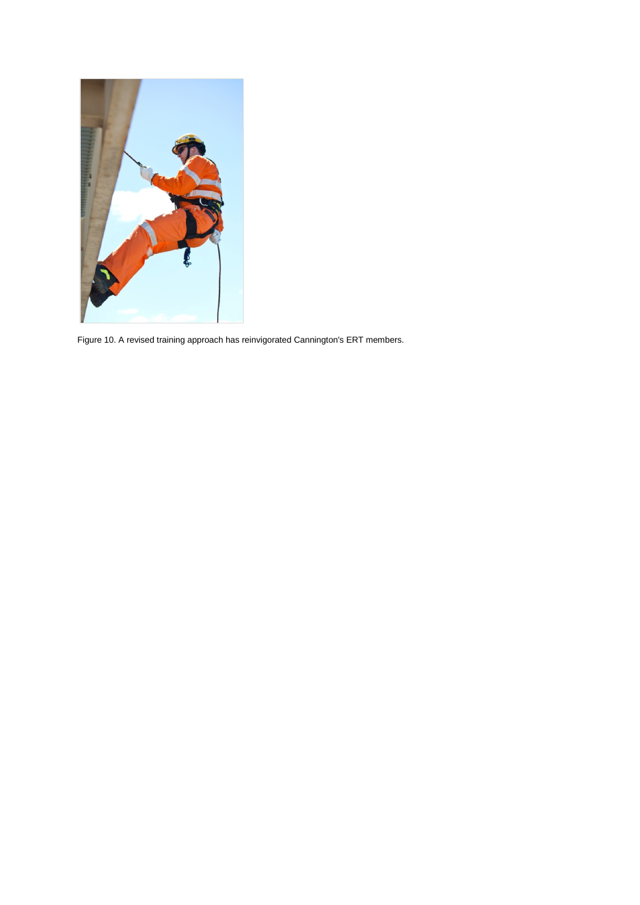Figure 10. A revised training approach has reinvigorated Cannington's ERT members.